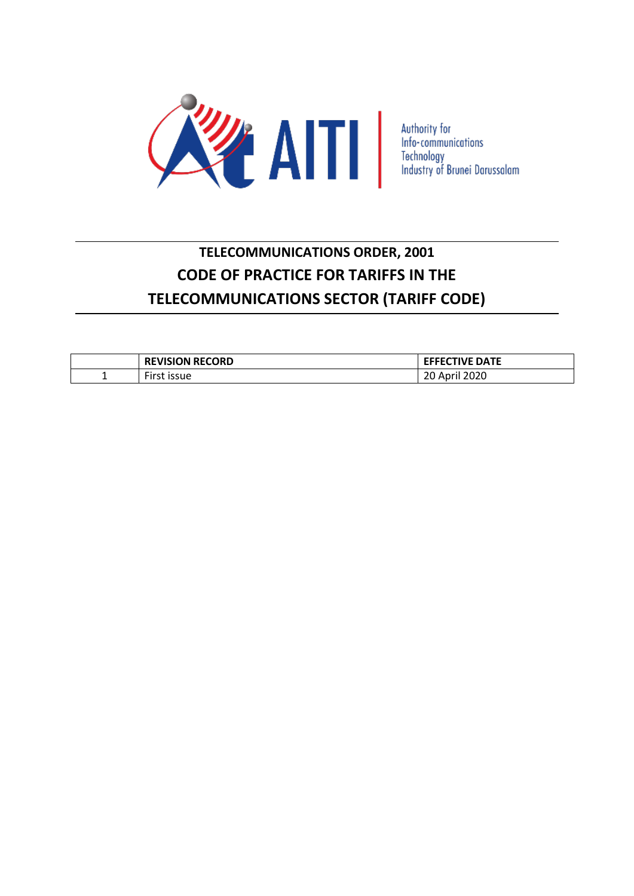AITI

Authority for
Info-communications
Technology
Industry of Brunei Darussalam

# TELECOMMUNICATIONS ORDER, 2001

# CODE OF PRACTICE FOR TARIFFS IN THE TELECOMMUNICATIONS SECTOR (TARIFF CODE)

| | REVISION RECORD | EFFECTIVE DATE |
|---|---|---|
| 1 | First issue | 20 April 2020 |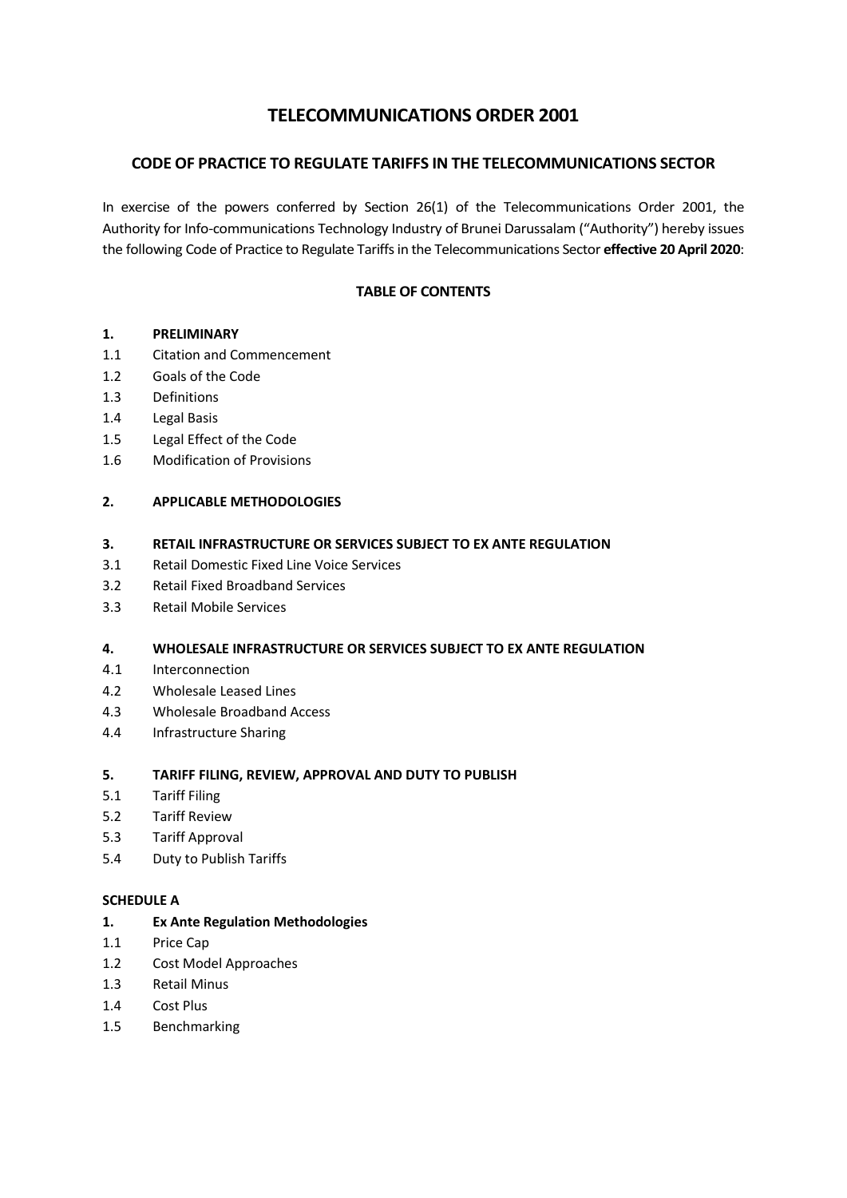# TELECOMMUNICATIONS ORDER 2001

## CODE OF PRACTICE TO REGULATE TARIFFS IN THE TELECOMMUNICATIONS SECTOR

In exercise of the powers conferred by Section 26(1) of the Telecommunications Order 2001, the Authority for Info-communications Technology Industry of Brunei Darussalam ("Authority") hereby issues the following Code of Practice to Regulate Tariffs in the Telecommunications Sector **effective 20 April 2020**:

### TABLE OF CONTENTS

**1. PRELIMINARY**

- 1.1 Citation and Commencement
- 1.2 Goals of the Code
- 1.3 Definitions
- 1.4 Legal Basis
- 1.5 Legal Effect of the Code
- 1.6 Modification of Provisions

**2. APPLICABLE METHODOLOGIES**

**3. RETAIL INFRASTRUCTURE OR SERVICES SUBJECT TO EX ANTE REGULATION**

- 3.1 Retail Domestic Fixed Line Voice Services
- 3.2 Retail Fixed Broadband Services
- 3.3 Retail Mobile Services

**4. WHOLESALE INFRASTRUCTURE OR SERVICES SUBJECT TO EX ANTE REGULATION**

- 4.1 Interconnection
- 4.2 Wholesale Leased Lines
- 4.3 Wholesale Broadband Access
- 4.4 Infrastructure Sharing

**5. TARIFF FILING, REVIEW, APPROVAL AND DUTY TO PUBLISH**

- 5.1 Tariff Filing
- 5.2 Tariff Review
- 5.3 Tariff Approval
- 5.4 Duty to Publish Tariffs

**SCHEDULE A**

**1. Ex Ante Regulation Methodologies**

- 1.1 Price Cap
- 1.2 Cost Model Approaches
- 1.3 Retail Minus
- 1.4 Cost Plus
- 1.5 Benchmarking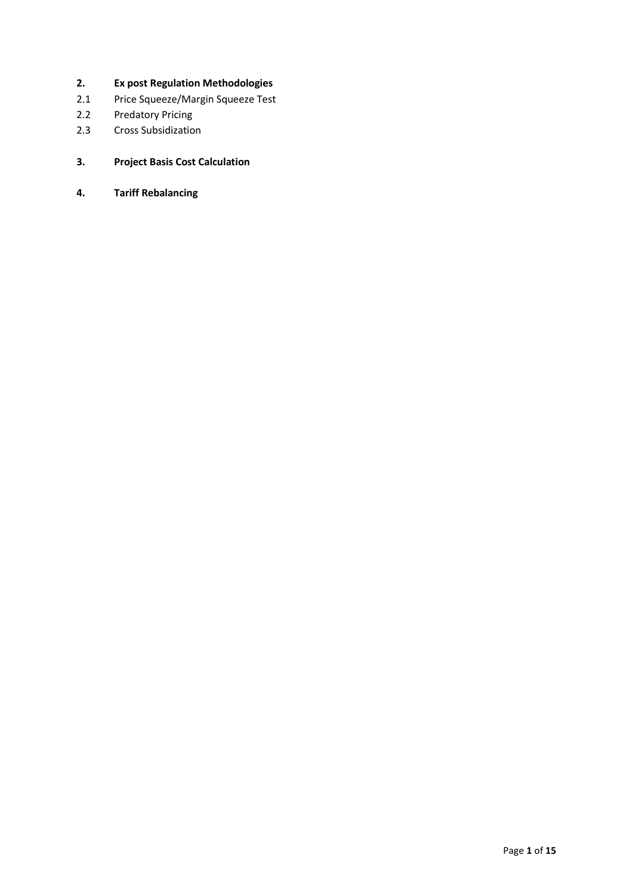**2. Ex post Regulation Methodologies**

2.1 Price Squeeze/Margin Squeeze Test

2.2 Predatory Pricing

2.3 Cross Subsidization

**3. Project Basis Cost Calculation**

**4. Tariff Rebalancing**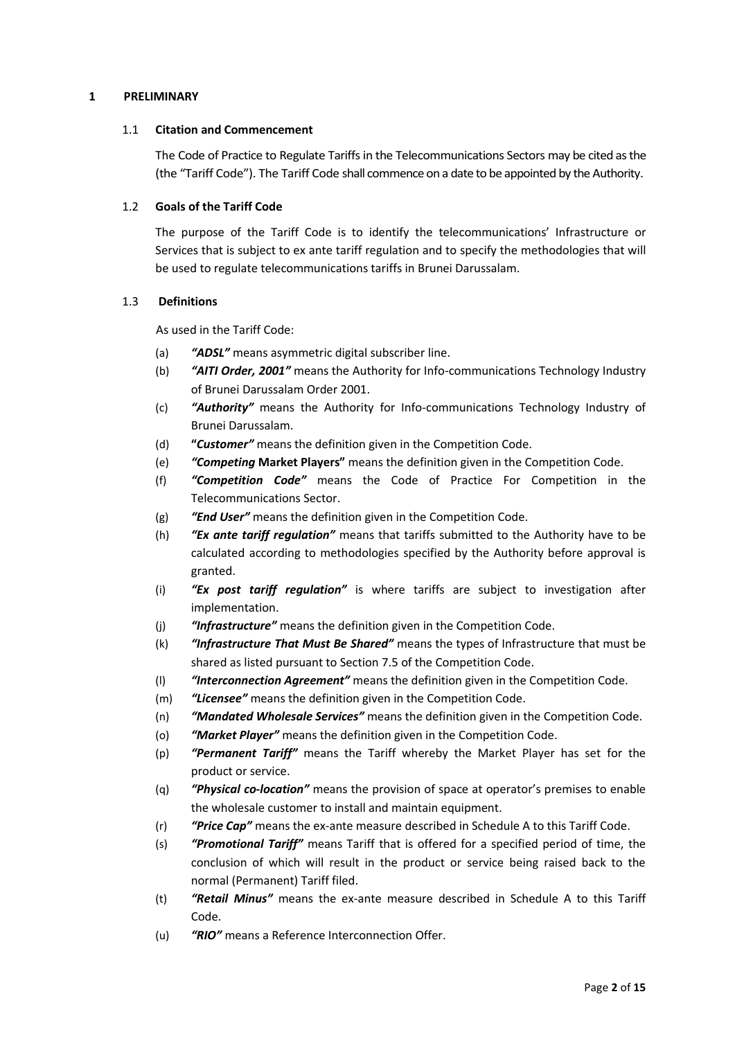# 1 PRELIMINARY

## 1.1 Citation and Commencement

The Code of Practice to Regulate Tariffs in the Telecommunications Sectors may be cited as the (the "Tariff Code"). The Tariff Code shall commence on a date to be appointed by the Authority.

## 1.2 Goals of the Tariff Code

The purpose of the Tariff Code is to identify the telecommunications' Infrastructure or Services that is subject to ex ante tariff regulation and to specify the methodologies that will be used to regulate telecommunications tariffs in Brunei Darussalam.

## 1.3 Definitions

As used in the Tariff Code:

(a) ***"ADSL"*** means asymmetric digital subscriber line.

(b) ***"AITI Order, 2001"*** means the Authority for Info-communications Technology Industry of Brunei Darussalam Order 2001.

(c) ***"Authority"*** means the Authority for Info-communications Technology Industry of Brunei Darussalam.

(d) **"*Customer"*** means the definition given in the Competition Code.

(e) ***"Competing* Market Players"** means the definition given in the Competition Code.

(f) ***"Competition Code"*** means the Code of Practice For Competition in the Telecommunications Sector.

(g) ***"End User"*** means the definition given in the Competition Code.

(h) ***"Ex ante tariff regulation"*** means that tariffs submitted to the Authority have to be calculated according to methodologies specified by the Authority before approval is granted.

(i) ***"Ex post tariff regulation"*** is where tariffs are subject to investigation after implementation.

(j) ***"Infrastructure"*** means the definition given in the Competition Code.

(k) ***"Infrastructure That Must Be Shared"*** means the types of Infrastructure that must be shared as listed pursuant to Section 7.5 of the Competition Code.

(l) ***"Interconnection Agreement"*** means the definition given in the Competition Code.

(m) ***"Licensee"*** means the definition given in the Competition Code.

(n) ***"Mandated Wholesale Services"*** means the definition given in the Competition Code.

(o) ***"Market Player"*** means the definition given in the Competition Code.

(p) ***"Permanent Tariff"*** means the Tariff whereby the Market Player has set for the product or service.

(q) ***"Physical co-location"*** means the provision of space at operator's premises to enable the wholesale customer to install and maintain equipment.

(r) ***"Price Cap"*** means the ex-ante measure described in Schedule A to this Tariff Code.

(s) ***"Promotional Tariff"*** means Tariff that is offered for a specified period of time, the conclusion of which will result in the product or service being raised back to the normal (Permanent) Tariff filed.

(t) ***"Retail Minus"*** means the ex-ante measure described in Schedule A to this Tariff Code.

(u) ***"RIO"*** means a Reference Interconnection Offer.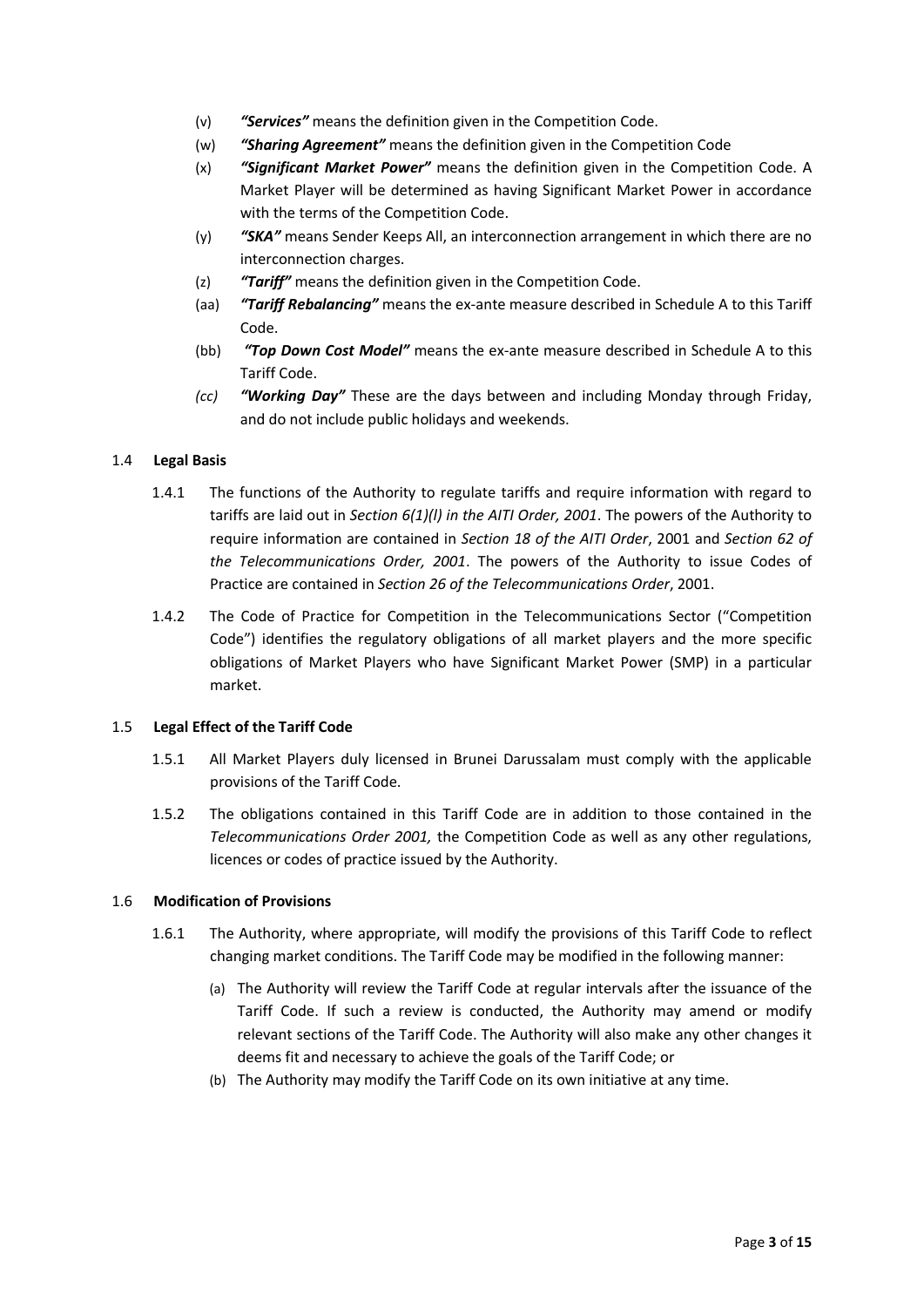(v) ***"Services"*** means the definition given in the Competition Code.

(w) ***"Sharing Agreement"*** means the definition given in the Competition Code

(x) ***"Significant Market Power"*** means the definition given in the Competition Code. A Market Player will be determined as having Significant Market Power in accordance with the terms of the Competition Code.

(y) ***"SKA"*** means Sender Keeps All, an interconnection arrangement in which there are no interconnection charges.

(z) ***"Tariff"*** means the definition given in the Competition Code.

(aa) ***"Tariff Rebalancing"*** means the ex-ante measure described in Schedule A to this Tariff Code.

(bb) ***"Top Down Cost Model"*** means the ex-ante measure described in Schedule A to this Tariff Code.

*(cc)* ***"Working Day"*** These are the days between and including Monday through Friday, and do not include public holidays and weekends.

### 1.4 Legal Basis

1.4.1 The functions of the Authority to regulate tariffs and require information with regard to tariffs are laid out in *Section 6(1)(l) in the AITI Order, 2001*. The powers of the Authority to require information are contained in *Section 18 of the AITI Order*, 2001 and *Section 62 of the Telecommunications Order, 2001*. The powers of the Authority to issue Codes of Practice are contained in *Section 26 of the Telecommunications Order*, 2001.

1.4.2 The Code of Practice for Competition in the Telecommunications Sector ("Competition Code") identifies the regulatory obligations of all market players and the more specific obligations of Market Players who have Significant Market Power (SMP) in a particular market.

### 1.5 Legal Effect of the Tariff Code

1.5.1 All Market Players duly licensed in Brunei Darussalam must comply with the applicable provisions of the Tariff Code.

1.5.2 The obligations contained in this Tariff Code are in addition to those contained in the *Telecommunications Order 2001,* the Competition Code as well as any other regulations, licences or codes of practice issued by the Authority.

### 1.6 Modification of Provisions

1.6.1 The Authority, where appropriate, will modify the provisions of this Tariff Code to reflect changing market conditions. The Tariff Code may be modified in the following manner:

(a) The Authority will review the Tariff Code at regular intervals after the issuance of the Tariff Code. If such a review is conducted, the Authority may amend or modify relevant sections of the Tariff Code. The Authority will also make any other changes it deems fit and necessary to achieve the goals of the Tariff Code; or

(b) The Authority may modify the Tariff Code on its own initiative at any time.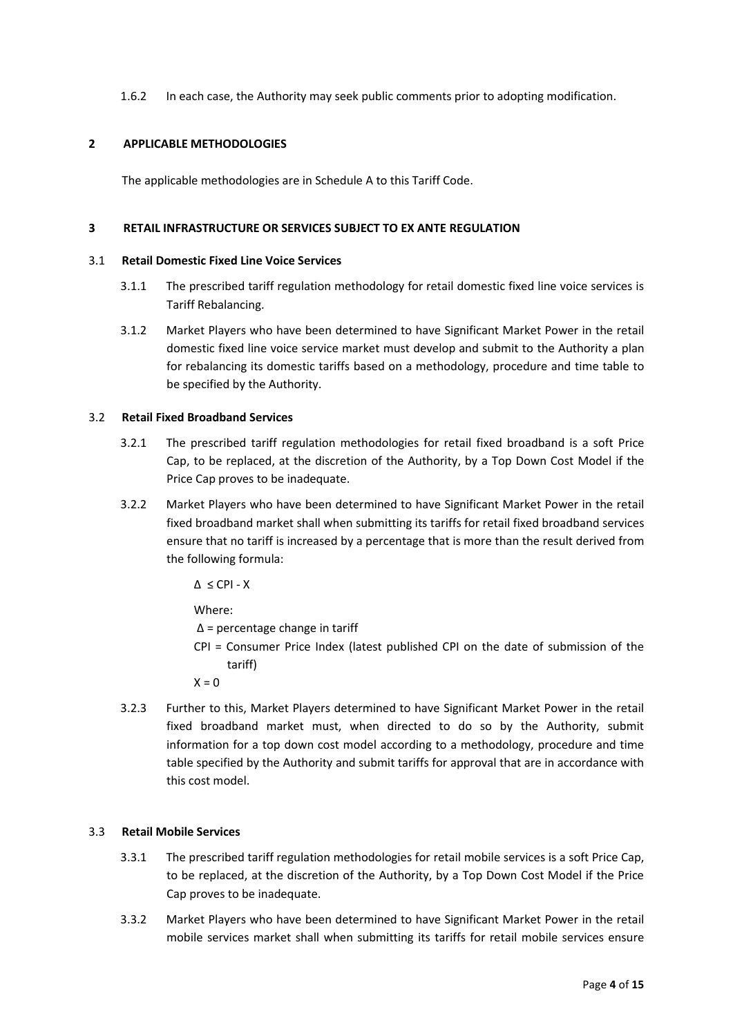1.6.2 In each case, the Authority may seek public comments prior to adopting modification.

## 2 APPLICABLE METHODOLOGIES

The applicable methodologies are in Schedule A to this Tariff Code.

## 3 RETAIL INFRASTRUCTURE OR SERVICES SUBJECT TO EX ANTE REGULATION

### 3.1 Retail Domestic Fixed Line Voice Services

3.1.1 The prescribed tariff regulation methodology for retail domestic fixed line voice services is Tariff Rebalancing.

3.1.2 Market Players who have been determined to have Significant Market Power in the retail domestic fixed line voice service market must develop and submit to the Authority a plan for rebalancing its domestic tariffs based on a methodology, procedure and time table to be specified by the Authority.

### 3.2 Retail Fixed Broadband Services

3.2.1 The prescribed tariff regulation methodologies for retail fixed broadband is a soft Price Cap, to be replaced, at the discretion of the Authority, by a Top Down Cost Model if the Price Cap proves to be inadequate.

3.2.2 Market Players who have been determined to have Significant Market Power in the retail fixed broadband market shall when submitting its tariffs for retail fixed broadband services ensure that no tariff is increased by a percentage that is more than the result derived from the following formula:

$$\Delta \leq CPI - X$$

Where:

$\Delta$ = percentage change in tariff

CPI = Consumer Price Index (latest published CPI on the date of submission of the tariff)

$X = 0$

3.2.3 Further to this, Market Players determined to have Significant Market Power in the retail fixed broadband market must, when directed to do so by the Authority, submit information for a top down cost model according to a methodology, procedure and time table specified by the Authority and submit tariffs for approval that are in accordance with this cost model.

### 3.3 Retail Mobile Services

3.3.1 The prescribed tariff regulation methodologies for retail mobile services is a soft Price Cap, to be replaced, at the discretion of the Authority, by a Top Down Cost Model if the Price Cap proves to be inadequate.

3.3.2 Market Players who have been determined to have Significant Market Power in the retail mobile services market shall when submitting its tariffs for retail mobile services ensure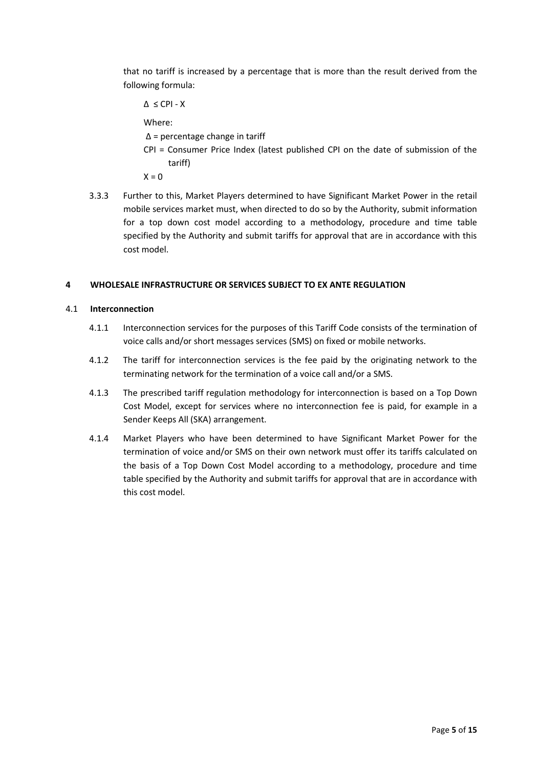that no tariff is increased by a percentage that is more than the result derived from the following formula:

$\Delta \leq CPI - X$

Where:

$\Delta$ = percentage change in tariff

CPI = Consumer Price Index (latest published CPI on the date of submission of the tariff)

$X = 0$

3.3.3 Further to this, Market Players determined to have Significant Market Power in the retail mobile services market must, when directed to do so by the Authority, submit information for a top down cost model according to a methodology, procedure and time table specified by the Authority and submit tariffs for approval that are in accordance with this cost model.

## 4 WHOLESALE INFRASTRUCTURE OR SERVICES SUBJECT TO EX ANTE REGULATION

### 4.1 Interconnection

4.1.1 Interconnection services for the purposes of this Tariff Code consists of the termination of voice calls and/or short messages services (SMS) on fixed or mobile networks.

4.1.2 The tariff for interconnection services is the fee paid by the originating network to the terminating network for the termination of a voice call and/or a SMS.

4.1.3 The prescribed tariff regulation methodology for interconnection is based on a Top Down Cost Model, except for services where no interconnection fee is paid, for example in a Sender Keeps All (SKA) arrangement.

4.1.4 Market Players who have been determined to have Significant Market Power for the termination of voice and/or SMS on their own network must offer its tariffs calculated on the basis of a Top Down Cost Model according to a methodology, procedure and time table specified by the Authority and submit tariffs for approval that are in accordance with this cost model.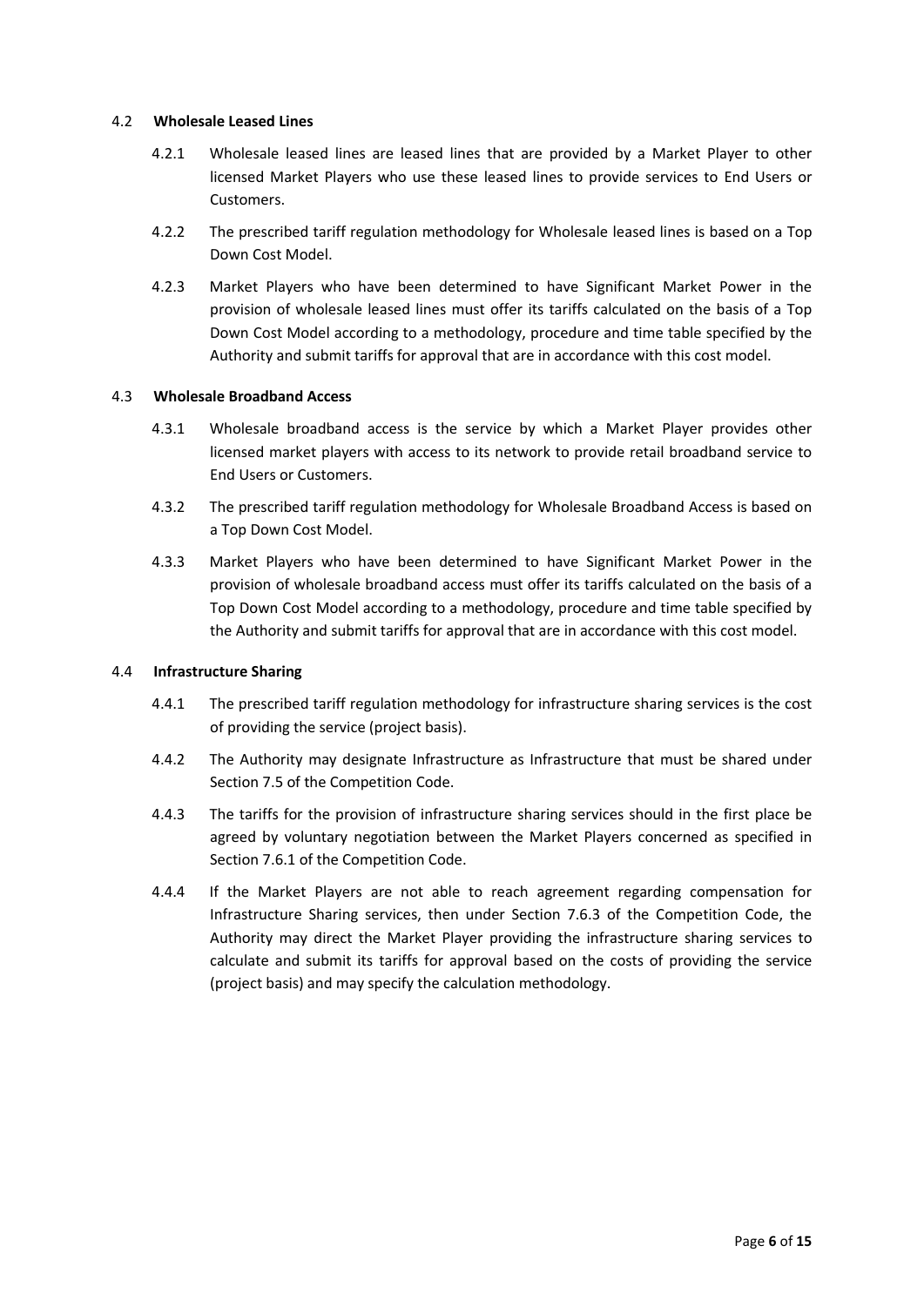### 4.2 Wholesale Leased Lines

4.2.1 Wholesale leased lines are leased lines that are provided by a Market Player to other licensed Market Players who use these leased lines to provide services to End Users or Customers.

4.2.2 The prescribed tariff regulation methodology for Wholesale leased lines is based on a Top Down Cost Model.

4.2.3 Market Players who have been determined to have Significant Market Power in the provision of wholesale leased lines must offer its tariffs calculated on the basis of a Top Down Cost Model according to a methodology, procedure and time table specified by the Authority and submit tariffs for approval that are in accordance with this cost model.

### 4.3 Wholesale Broadband Access

4.3.1 Wholesale broadband access is the service by which a Market Player provides other licensed market players with access to its network to provide retail broadband service to End Users or Customers.

4.3.2 The prescribed tariff regulation methodology for Wholesale Broadband Access is based on a Top Down Cost Model.

4.3.3 Market Players who have been determined to have Significant Market Power in the provision of wholesale broadband access must offer its tariffs calculated on the basis of a Top Down Cost Model according to a methodology, procedure and time table specified by the Authority and submit tariffs for approval that are in accordance with this cost model.

### 4.4 Infrastructure Sharing

4.4.1 The prescribed tariff regulation methodology for infrastructure sharing services is the cost of providing the service (project basis).

4.4.2 The Authority may designate Infrastructure as Infrastructure that must be shared under Section 7.5 of the Competition Code.

4.4.3 The tariffs for the provision of infrastructure sharing services should in the first place be agreed by voluntary negotiation between the Market Players concerned as specified in Section 7.6.1 of the Competition Code.

4.4.4 If the Market Players are not able to reach agreement regarding compensation for Infrastructure Sharing services, then under Section 7.6.3 of the Competition Code, the Authority may direct the Market Player providing the infrastructure sharing services to calculate and submit its tariffs for approval based on the costs of providing the service (project basis) and may specify the calculation methodology.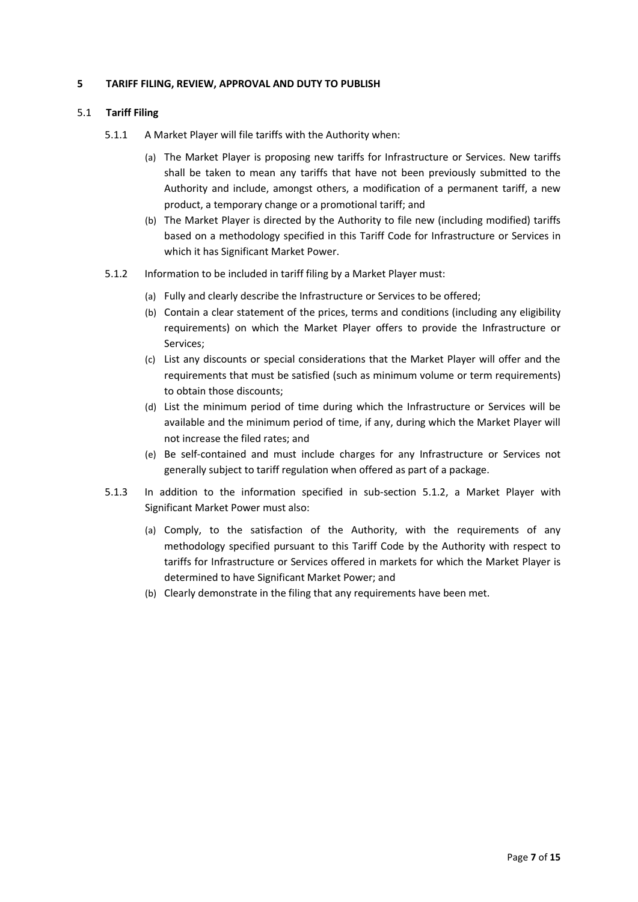## 5 TARIFF FILING, REVIEW, APPROVAL AND DUTY TO PUBLISH

### 5.1 Tariff Filing

5.1.1 A Market Player will file tariffs with the Authority when:

(a) The Market Player is proposing new tariffs for Infrastructure or Services. New tariffs shall be taken to mean any tariffs that have not been previously submitted to the Authority and include, amongst others, a modification of a permanent tariff, a new product, a temporary change or a promotional tariff; and

(b) The Market Player is directed by the Authority to file new (including modified) tariffs based on a methodology specified in this Tariff Code for Infrastructure or Services in which it has Significant Market Power.

5.1.2 Information to be included in tariff filing by a Market Player must:

(a) Fully and clearly describe the Infrastructure or Services to be offered;

(b) Contain a clear statement of the prices, terms and conditions (including any eligibility requirements) on which the Market Player offers to provide the Infrastructure or Services;

(c) List any discounts or special considerations that the Market Player will offer and the requirements that must be satisfied (such as minimum volume or term requirements) to obtain those discounts;

(d) List the minimum period of time during which the Infrastructure or Services will be available and the minimum period of time, if any, during which the Market Player will not increase the filed rates; and

(e) Be self-contained and must include charges for any Infrastructure or Services not generally subject to tariff regulation when offered as part of a package.

5.1.3 In addition to the information specified in sub-section 5.1.2, a Market Player with Significant Market Power must also:

(a) Comply, to the satisfaction of the Authority, with the requirements of any methodology specified pursuant to this Tariff Code by the Authority with respect to tariffs for Infrastructure or Services offered in markets for which the Market Player is determined to have Significant Market Power; and

(b) Clearly demonstrate in the filing that any requirements have been met.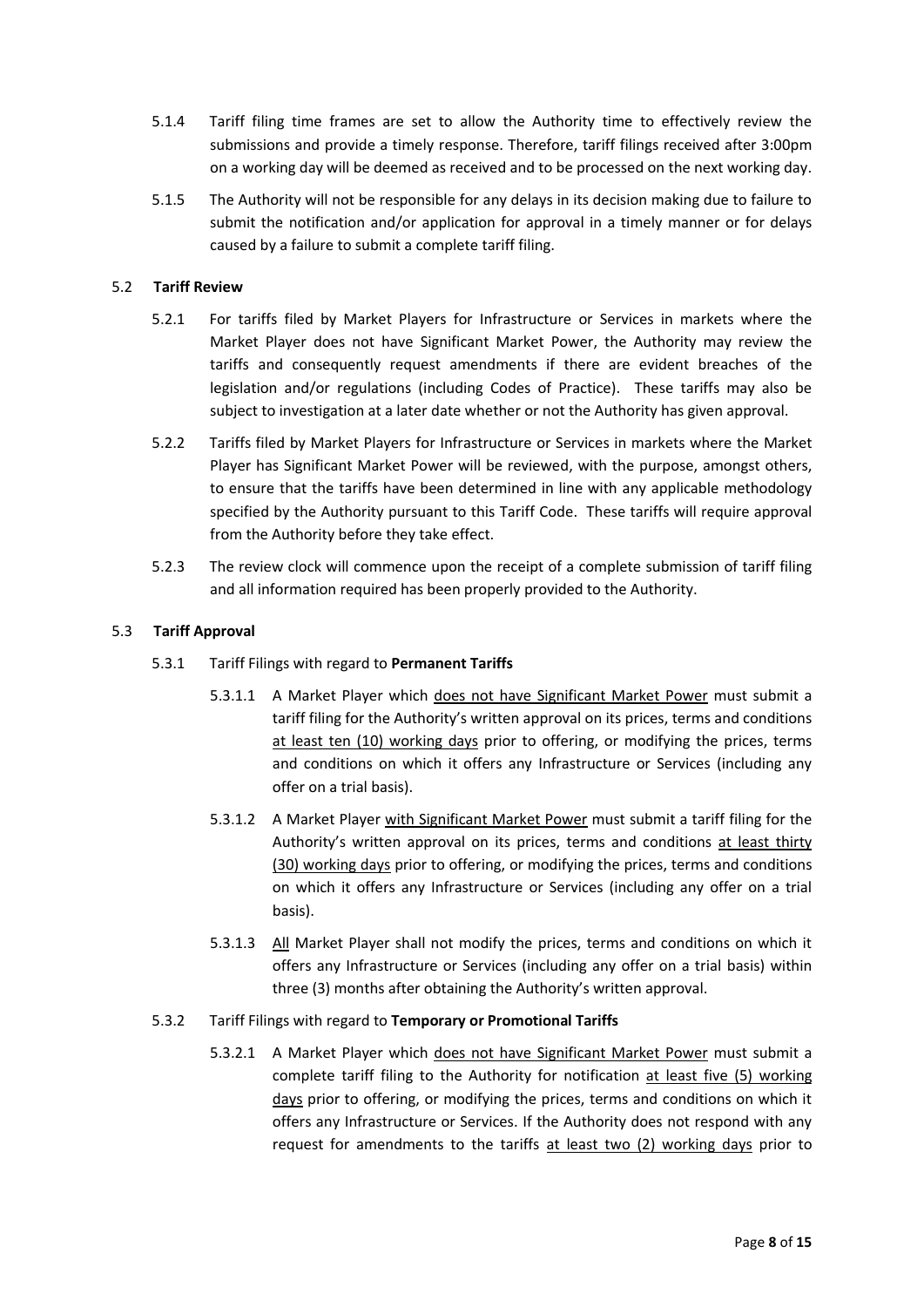5.1.4 Tariff filing time frames are set to allow the Authority time to effectively review the submissions and provide a timely response. Therefore, tariff filings received after 3:00pm on a working day will be deemed as received and to be processed on the next working day.

5.1.5 The Authority will not be responsible for any delays in its decision making due to failure to submit the notification and/or application for approval in a timely manner or for delays caused by a failure to submit a complete tariff filing.

5.2 **Tariff Review**

5.2.1 For tariffs filed by Market Players for Infrastructure or Services in markets where the Market Player does not have Significant Market Power, the Authority may review the tariffs and consequently request amendments if there are evident breaches of the legislation and/or regulations (including Codes of Practice). These tariffs may also be subject to investigation at a later date whether or not the Authority has given approval.

5.2.2 Tariffs filed by Market Players for Infrastructure or Services in markets where the Market Player has Significant Market Power will be reviewed, with the purpose, amongst others, to ensure that the tariffs have been determined in line with any applicable methodology specified by the Authority pursuant to this Tariff Code. These tariffs will require approval from the Authority before they take effect.

5.2.3 The review clock will commence upon the receipt of a complete submission of tariff filing and all information required has been properly provided to the Authority.

5.3 **Tariff Approval**

5.3.1 Tariff Filings with regard to **Permanent Tariffs**

5.3.1.1 A Market Player which <u>does not have Significant Market Power</u> must submit a tariff filing for the Authority's written approval on its prices, terms and conditions <u>at least ten (10) working days</u> prior to offering, or modifying the prices, terms and conditions on which it offers any Infrastructure or Services (including any offer on a trial basis).

5.3.1.2 A Market Player <u>with Significant Market Power</u> must submit a tariff filing for the Authority's written approval on its prices, terms and conditions <u>at least thirty (30) working days</u> prior to offering, or modifying the prices, terms and conditions on which it offers any Infrastructure or Services (including any offer on a trial basis).

5.3.1.3 <u>All</u> Market Player shall not modify the prices, terms and conditions on which it offers any Infrastructure or Services (including any offer on a trial basis) within three (3) months after obtaining the Authority's written approval.

5.3.2 Tariff Filings with regard to **Temporary or Promotional Tariffs**

5.3.2.1 A Market Player which <u>does not have Significant Market Power</u> must submit a complete tariff filing to the Authority for notification <u>at least five (5) working days</u> prior to offering, or modifying the prices, terms and conditions on which it offers any Infrastructure or Services. If the Authority does not respond with any request for amendments to the tariffs <u>at least two (2) working days</u> prior to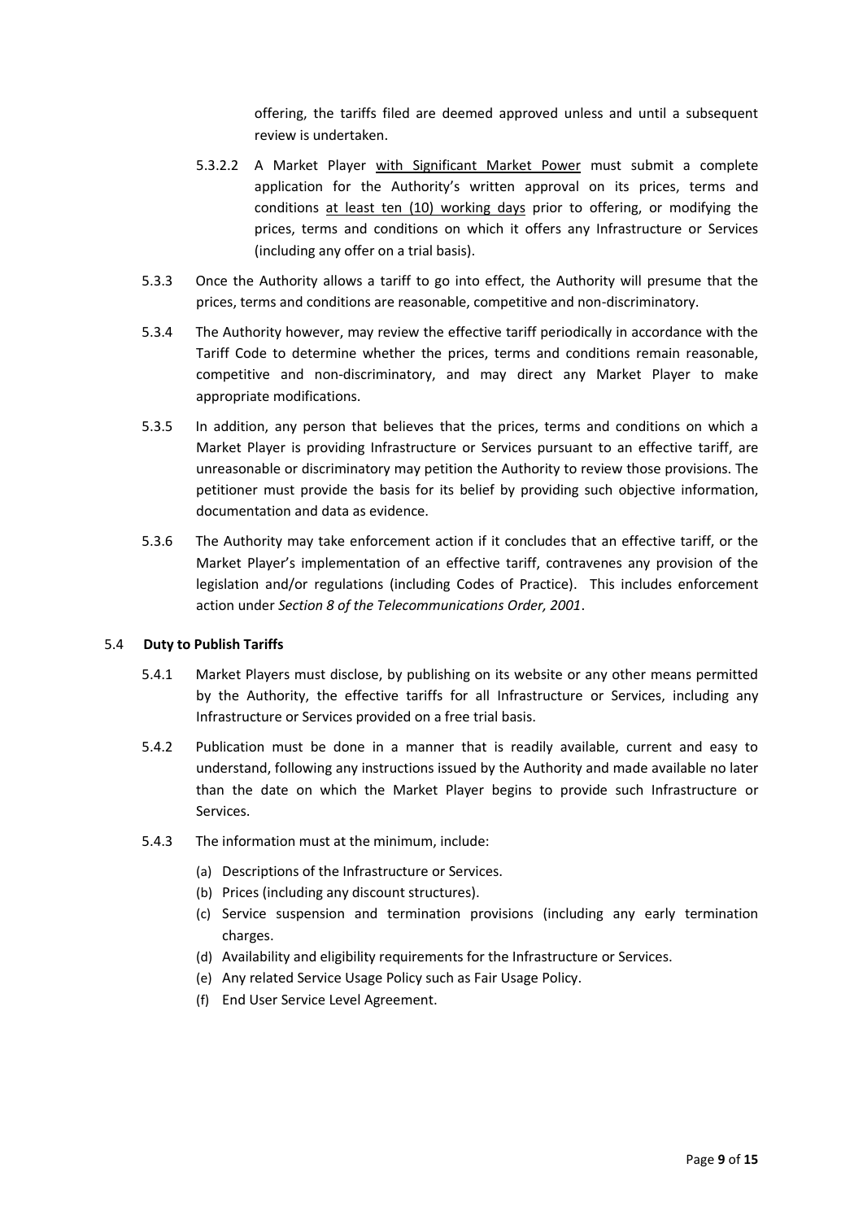offering, the tariffs filed are deemed approved unless and until a subsequent review is undertaken.

5.3.2.2 A Market Player <u>with Significant Market Power</u> must submit a complete application for the Authority's written approval on its prices, terms and conditions <u>at least ten (10) working days</u> prior to offering, or modifying the prices, terms and conditions on which it offers any Infrastructure or Services (including any offer on a trial basis).

5.3.3 Once the Authority allows a tariff to go into effect, the Authority will presume that the prices, terms and conditions are reasonable, competitive and non-discriminatory.

5.3.4 The Authority however, may review the effective tariff periodically in accordance with the Tariff Code to determine whether the prices, terms and conditions remain reasonable, competitive and non-discriminatory, and may direct any Market Player to make appropriate modifications.

5.3.5 In addition, any person that believes that the prices, terms and conditions on which a Market Player is providing Infrastructure or Services pursuant to an effective tariff, are unreasonable or discriminatory may petition the Authority to review those provisions. The petitioner must provide the basis for its belief by providing such objective information, documentation and data as evidence.

5.3.6 The Authority may take enforcement action if it concludes that an effective tariff, or the Market Player's implementation of an effective tariff, contravenes any provision of the legislation and/or regulations (including Codes of Practice). This includes enforcement action under *Section 8 of the Telecommunications Order, 2001*.

### 5.4 Duty to Publish Tariffs

5.4.1 Market Players must disclose, by publishing on its website or any other means permitted by the Authority, the effective tariffs for all Infrastructure or Services, including any Infrastructure or Services provided on a free trial basis.

5.4.2 Publication must be done in a manner that is readily available, current and easy to understand, following any instructions issued by the Authority and made available no later than the date on which the Market Player begins to provide such Infrastructure or Services.

5.4.3 The information must at the minimum, include:

(a) Descriptions of the Infrastructure or Services.
(b) Prices (including any discount structures).
(c) Service suspension and termination provisions (including any early termination charges.
(d) Availability and eligibility requirements for the Infrastructure or Services.
(e) Any related Service Usage Policy such as Fair Usage Policy.
(f) End User Service Level Agreement.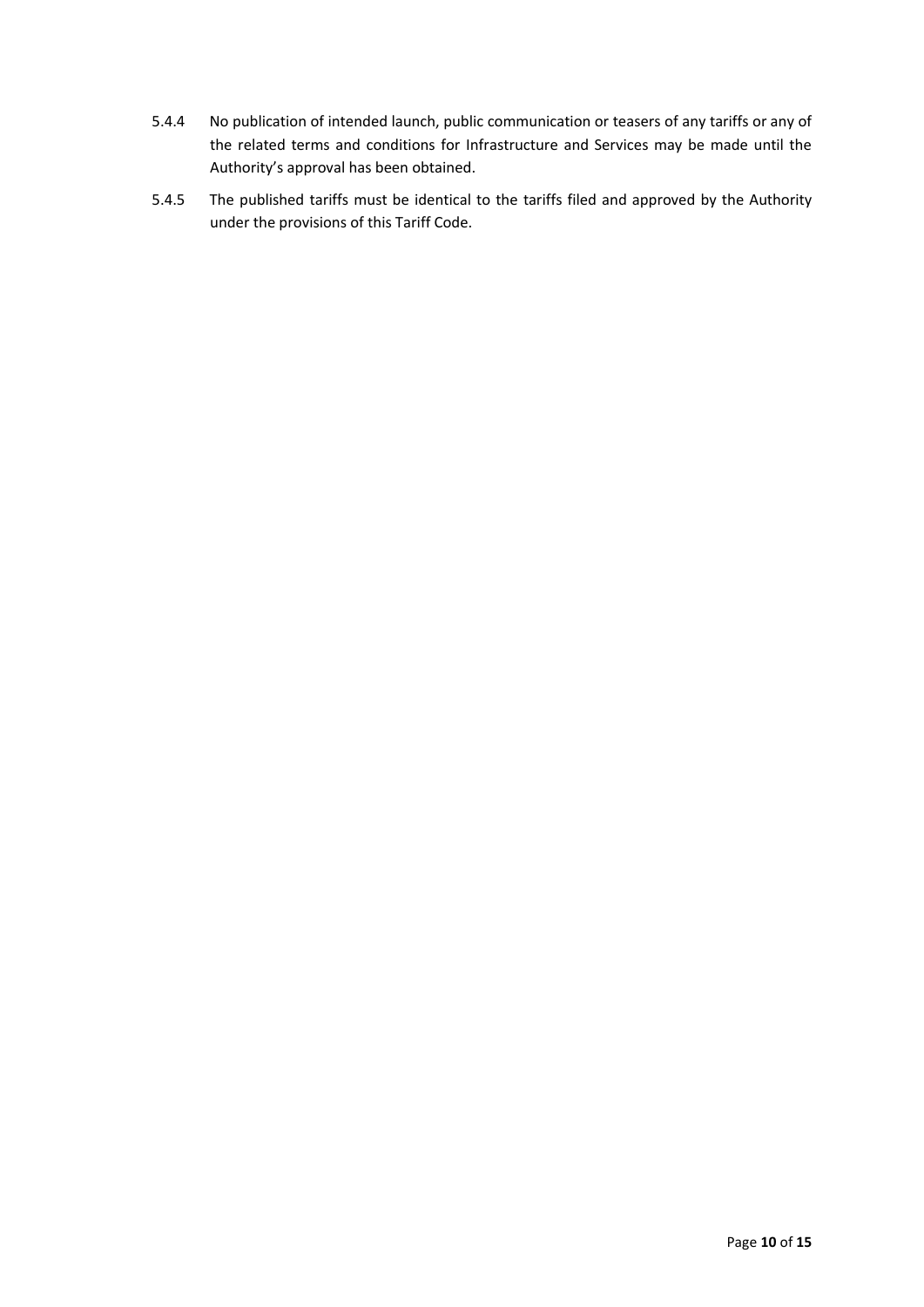5.4.4 No publication of intended launch, public communication or teasers of any tariffs or any of the related terms and conditions for Infrastructure and Services may be made until the Authority's approval has been obtained.

5.4.5 The published tariffs must be identical to the tariffs filed and approved by the Authority under the provisions of this Tariff Code.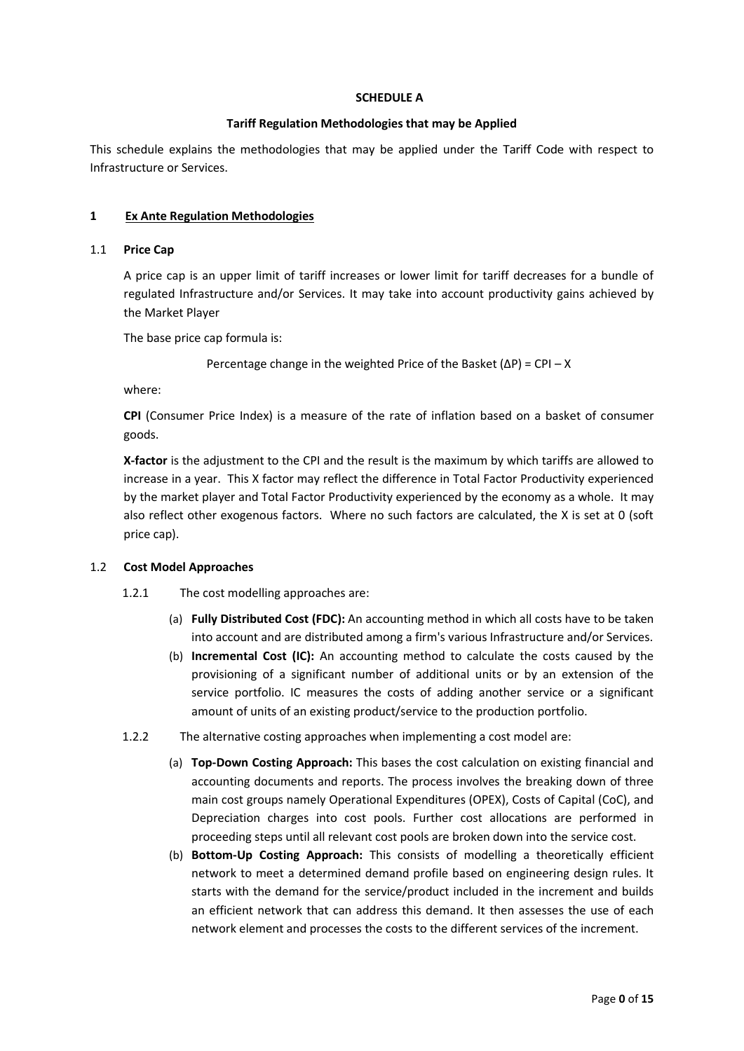**SCHEDULE A**

**Tariff Regulation Methodologies that may be Applied**

This schedule explains the methodologies that may be applied under the Tariff Code with respect to Infrastructure or Services.

## 1 Ex Ante Regulation Methodologies

### 1.1 Price Cap

A price cap is an upper limit of tariff increases or lower limit for tariff decreases for a bundle of regulated Infrastructure and/or Services. It may take into account productivity gains achieved by the Market Player

The base price cap formula is:

Percentage change in the weighted Price of the Basket ($\Delta P$) = CPI – X

where:

**CPI** (Consumer Price Index) is a measure of the rate of inflation based on a basket of consumer goods.

**X-factor** is the adjustment to the CPI and the result is the maximum by which tariffs are allowed to increase in a year. This X factor may reflect the difference in Total Factor Productivity experienced by the market player and Total Factor Productivity experienced by the economy as a whole. It may also reflect other exogenous factors. Where no such factors are calculated, the X is set at 0 (soft price cap).

### 1.2 Cost Model Approaches

1.2.1 The cost modelling approaches are:

(a) **Fully Distributed Cost (FDC):** An accounting method in which all costs have to be taken into account and are distributed among a firm's various Infrastructure and/or Services.

(b) **Incremental Cost (IC):** An accounting method to calculate the costs caused by the provisioning of a significant number of additional units or by an extension of the service portfolio. IC measures the costs of adding another service or a significant amount of units of an existing product/service to the production portfolio.

1.2.2 The alternative costing approaches when implementing a cost model are:

(a) **Top-Down Costing Approach:** This bases the cost calculation on existing financial and accounting documents and reports. The process involves the breaking down of three main cost groups namely Operational Expenditures (OPEX), Costs of Capital (CoC), and Depreciation charges into cost pools. Further cost allocations are performed in proceeding steps until all relevant cost pools are broken down into the service cost.

(b) **Bottom-Up Costing Approach:** This consists of modelling a theoretically efficient network to meet a determined demand profile based on engineering design rules. It starts with the demand for the service/product included in the increment and builds an efficient network that can address this demand. It then assesses the use of each network element and processes the costs to the different services of the increment.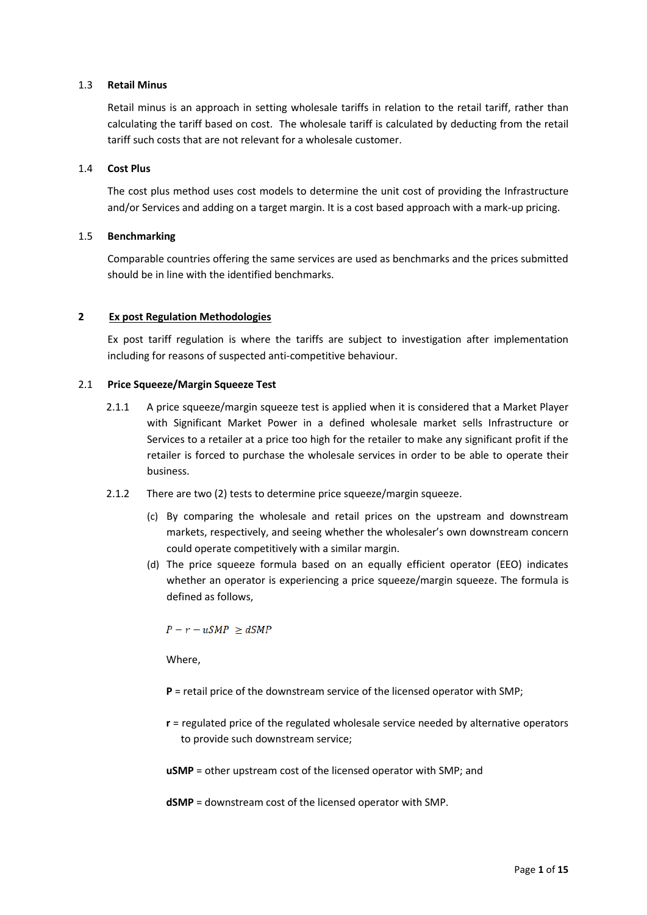### 1.3 Retail Minus

Retail minus is an approach in setting wholesale tariffs in relation to the retail tariff, rather than calculating the tariff based on cost. The wholesale tariff is calculated by deducting from the retail tariff such costs that are not relevant for a wholesale customer.

### 1.4 Cost Plus

The cost plus method uses cost models to determine the unit cost of providing the Infrastructure and/or Services and adding on a target margin. It is a cost based approach with a mark-up pricing.

### 1.5 Benchmarking

Comparable countries offering the same services are used as benchmarks and the prices submitted should be in line with the identified benchmarks.

## 2 Ex post Regulation Methodologies

Ex post tariff regulation is where the tariffs are subject to investigation after implementation including for reasons of suspected anti-competitive behaviour.

### 2.1 Price Squeeze/Margin Squeeze Test

2.1.1 A price squeeze/margin squeeze test is applied when it is considered that a Market Player with Significant Market Power in a defined wholesale market sells Infrastructure or Services to a retailer at a price too high for the retailer to make any significant profit if the retailer is forced to purchase the wholesale services in order to be able to operate their business.

2.1.2 There are two (2) tests to determine price squeeze/margin squeeze.

(c) By comparing the wholesale and retail prices on the upstream and downstream markets, respectively, and seeing whether the wholesaler's own downstream concern could operate competitively with a similar margin.

(d) The price squeeze formula based on an equally efficient operator (EEO) indicates whether an operator is experiencing a price squeeze/margin squeeze. The formula is defined as follows,

$$P - r - uSMP \geq dSMP$$

Where,

**P** = retail price of the downstream service of the licensed operator with SMP;

**r** = regulated price of the regulated wholesale service needed by alternative operators to provide such downstream service;

**uSMP** = other upstream cost of the licensed operator with SMP; and

**dSMP** = downstream cost of the licensed operator with SMP.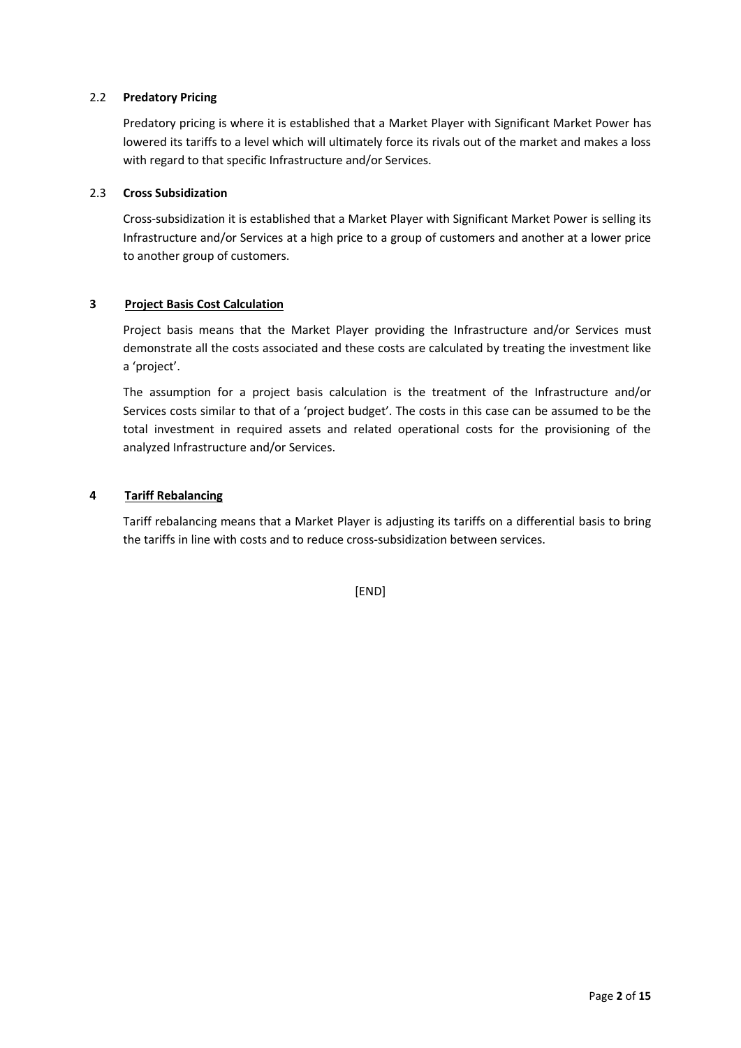### 2.2 Predatory Pricing

Predatory pricing is where it is established that a Market Player with Significant Market Power has lowered its tariffs to a level which will ultimately force its rivals out of the market and makes a loss with regard to that specific Infrastructure and/or Services.

### 2.3 Cross Subsidization

Cross-subsidization it is established that a Market Player with Significant Market Power is selling its Infrastructure and/or Services at a high price to a group of customers and another at a lower price to another group of customers.

## 3 Project Basis Cost Calculation

Project basis means that the Market Player providing the Infrastructure and/or Services must demonstrate all the costs associated and these costs are calculated by treating the investment like a 'project'.

The assumption for a project basis calculation is the treatment of the Infrastructure and/or Services costs similar to that of a 'project budget'. The costs in this case can be assumed to be the total investment in required assets and related operational costs for the provisioning of the analyzed Infrastructure and/or Services.

## 4 Tariff Rebalancing

Tariff rebalancing means that a Market Player is adjusting its tariffs on a differential basis to bring the tariffs in line with costs and to reduce cross-subsidization between services.

[END]